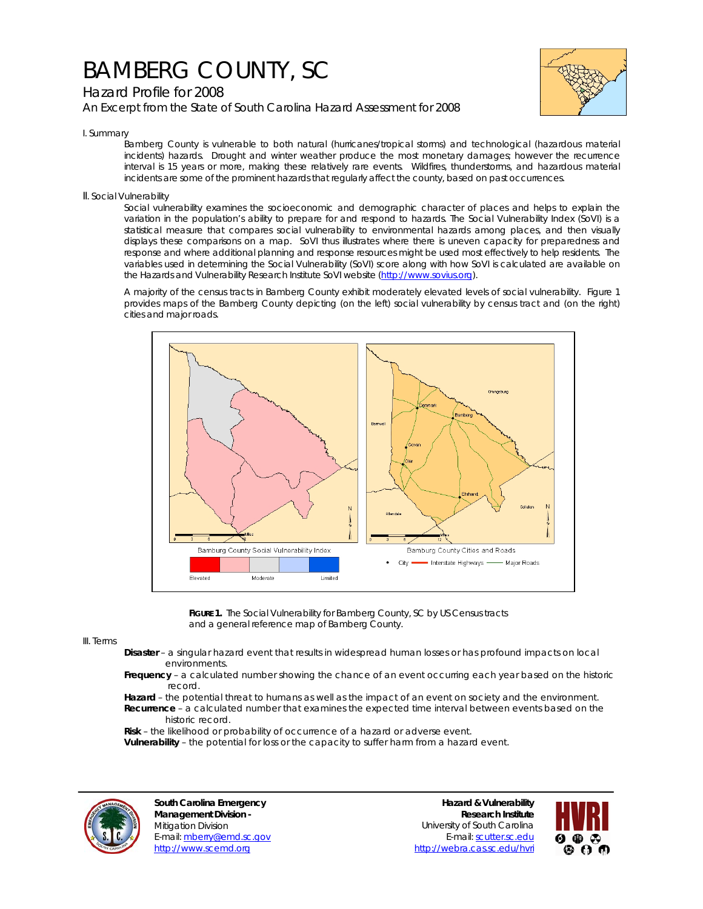# BAMBERG COUNTY, SC

## Hazard Profile for 2008

### An Excerpt from the State of South Carolina Hazard Assessment for 2008

I. Summary

Bamberg County is vulnerable to both natural (hurricanes/tropical storms) and technological (hazardous material incidents) hazards. Drought and winter weather produce the most monetary damages; however the recurrence interval is 15 years or more, making these relatively rare events. Wildfires, thunderstorms, and hazardous material incidents are some of the prominent hazards that regularly affect the county, based on past occurrences.

II. Social Vulnerability

Social vulnerability examines the socioeconomic and demographic character of places and helps to explain the variation in the population's ability to prepare for and respond to hazards. The Social Vulnerability Index (SoVI) is a statistical measure that compares social vulnerability to environmental hazards among places, and then visually displays these comparisons on a map. SoVI thus illustrates where there is uneven capacity for preparedness and response and where additional planning and response resources might be used most effectively to help residents. The variables used in determining the Social Vulnerability (SoVI) score along with how SoVI is calculated are available on the Hazards and Vulnerability Research Institute SoVI website (http://www.sovius.org).

A majority of the census tracts in Bamberg County exhibit moderately elevated levels of social vulnerability. Figure 1 provides maps of the Bamberg County depicting (on the left) social vulnerability by census tract and (on the right) cities and major roads.

**FIGURE 1.** The Social Vulnerability for Bamberg County, SC by US Census tracts and a general reference map of Bamberg County.

III. Terms

**Disaster** – a singular hazard event that results in widespread human losses or has profound impacts on local environments.

**Frequency** – a calculated number showing the chance of an event occurring each year based on the historic record.

**Hazard** – the potential threat to humans as well as the impact of an event on society and the environment.

**Recurrence** – a calculated number that examines the expected time interval between events based on the historic record.

**Risk** – the likelihood or probability of occurrence of a hazard or adverse event.

**Vulnerability** – the potential for loss or the capacity to suffer harm from a hazard event.

**South Carolina Emergency Management Division -**
Mitigation Division
E-mail: mberry@emd.sc.gov
http://www.scemd.org

**Hazard & Vulnerability Research Institute**
University of South Carolina
E-mail: scutter.sc.edu
http://webra.cas.sc.edu/hvri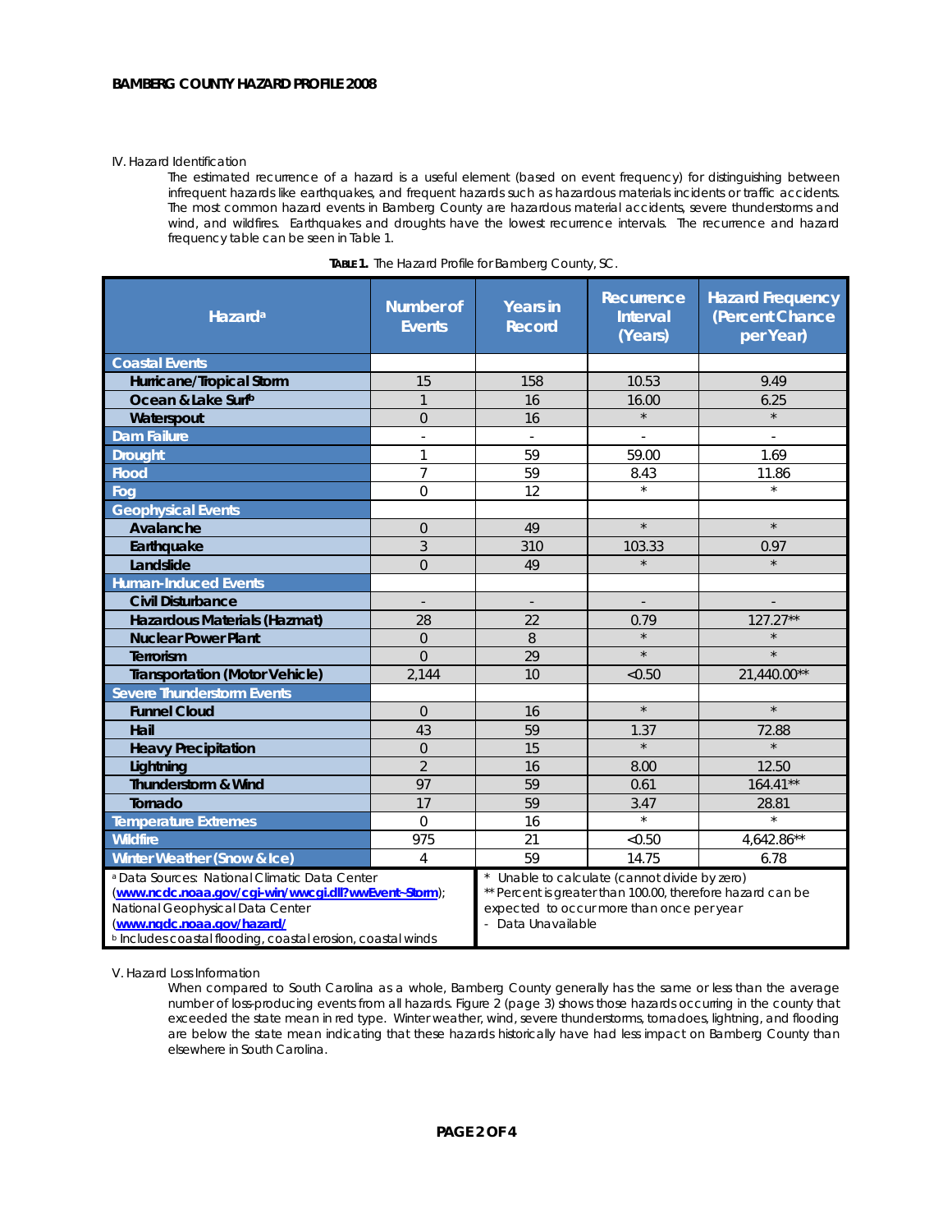IV. Hazard Identification

The estimated recurrence of a hazard is a useful element (based on event frequency) for distinguishing between infrequent hazards like earthquakes, and frequent hazards such as hazardous materials incidents or traffic accidents. The most common hazard events in Bamberg County are hazardous material accidents, severe thunderstorms and wind, and wildfires. Earthquakes and droughts have the lowest recurrence intervals. The recurrence and hazard frequency table can be seen in Table 1.

**TABLE 1.** The Hazard Profile for Bamberg County, SC.

| Hazard[a] | Number of Events | Years in Record | Recurrence Interval (Years) | Hazard Frequency (Percent Chance per Year) |
|---|---|---|---|---|
| **Coastal Events** | | | | |
| Hurricane/Tropical Storm | 15 | 158 | 10.53 | 9.49 |
| Ocean & Lake Surf[b] | 1 | 16 | 16.00 | 6.25 |
| Waterspout | 0 | 16 | * | * |
| **Dam Failure** | - | - | - | - |
| **Drought** | 1 | 59 | 59.00 | 1.69 |
| **Flood** | 7 | 59 | 8.43 | 11.86 |
| **Fog** | 0 | 12 | * | * |
| **Geophysical Events** | | | | |
| Avalanche | 0 | 49 | * | * |
| Earthquake | 3 | 310 | 103.33 | 0.97 |
| Landslide | 0 | 49 | * | * |
| **Human-Induced Events** | | | | |
| Civil Disturbance | - | - | - | - |
| Hazardous Materials (Hazmat) | 28 | 22 | 0.79 | 127.27** |
| Nuclear Power Plant | 0 | 8 | * | * |
| Terrorism | 0 | 29 | * | * |
| Transportation (Motor Vehicle) | 2,144 | 10 | <0.50 | 21,440.00** |
| **Severe Thunderstorm Events** | | | | |
| Funnel Cloud | 0 | 16 | * | * |
| Hail | 43 | 59 | 1.37 | 72.88 |
| Heavy Precipitation | 0 | 15 | * | * |
| Lightning | 2 | 16 | 8.00 | 12.50 |
| Thunderstorm & Wind | 97 | 59 | 0.61 | 164.41** |
| Tornado | 17 | 59 | 3.47 | 28.81 |
| **Temperature Extremes** | 0 | 16 | * | * |
| **Wildfire** | 975 | 21 | <0.50 | 4,642.86** |
| **Winter Weather (Snow & Ice)** | 4 | 59 | 14.75 | 6.78 |

[a] Data Sources: National Climatic Data Center ([www.ncdc.noaa.gov/cgi-win/wwcgi.dll?wwEvent~Storm](www.ncdc.noaa.gov/cgi-win/wwcgi.dll?wwEvent~Storm)); National Geophysical Data Center ([www.ngdc.noaa.gov/hazard/](www.ngdc.noaa.gov/hazard/))
[b] Includes coastal flooding, coastal erosion, coastal winds

\* Unable to calculate (cannot divide by zero)
** Percent is greater than 100.00, therefore hazard can be expected to occur more than once per year
\- Data Unavailable

V. Hazard Loss Information

When compared to South Carolina as a whole, Bamberg County generally has the same or less than the average number of loss-producing events from all hazards. Figure 2 (page 3) shows those hazards occurring in the county that exceeded the state mean in red type. Winter weather, wind, severe thunderstorms, tornadoes, lightning, and flooding are below the state mean indicating that these hazards historically have had less impact on Bamberg County than elsewhere in South Carolina.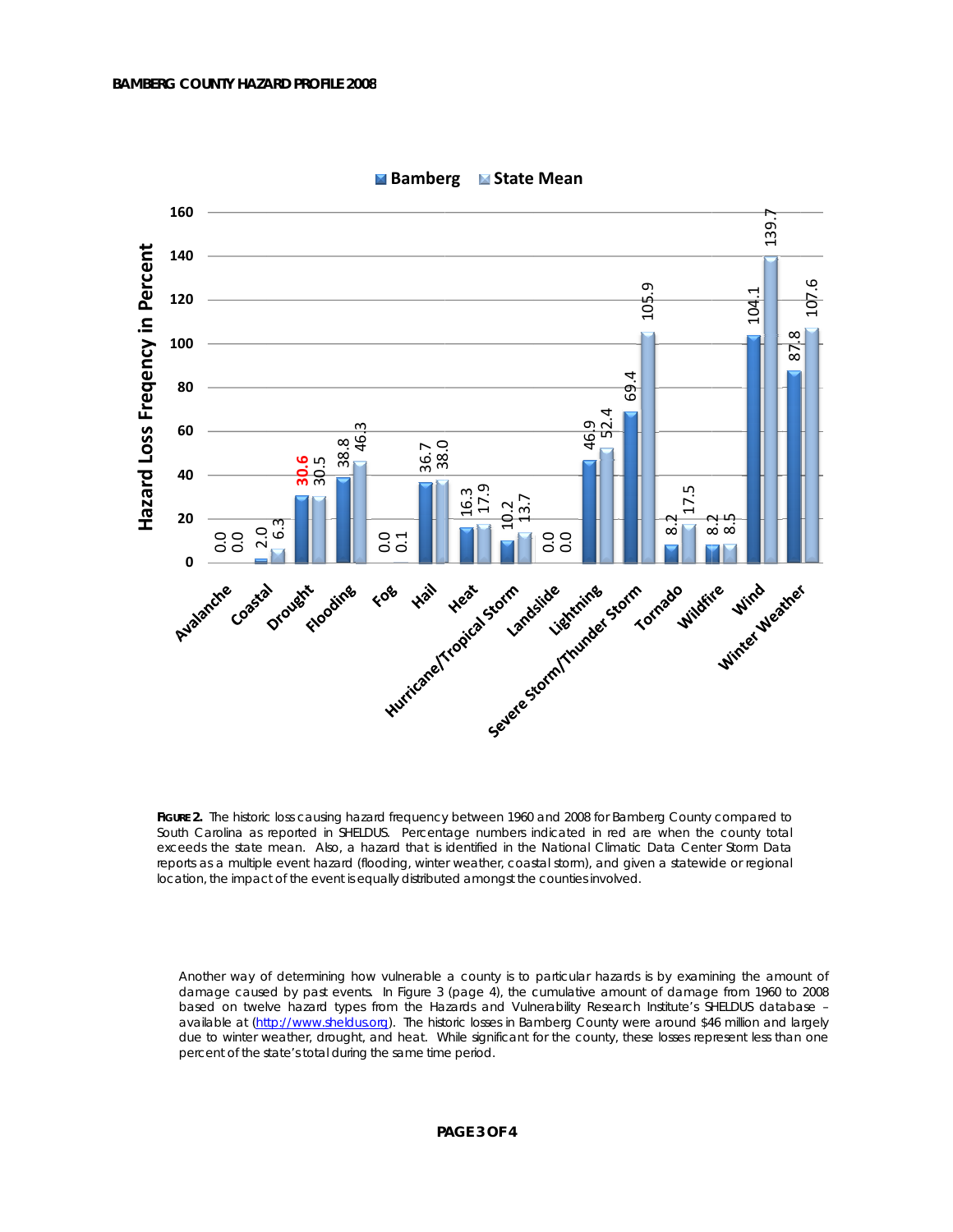| Hazard | Bamberg | State Mean |
|---|---|---|
| Avalanche | 0.0 | 0.0 |
| Coastal | 2.0 | 6.3 |
| Drought | **30.6** | 30.5 |
| Flooding | 38.8 | 46.3 |
| Fog | 0.0 | 0.1 |
| Hail | 36.7 | 38.0 |
| Heat | 16.3 | 17.9 |
| Hurricane/Tropical Storm | 10.2 | 13.7 |
| Landslide | 0.0 | 0.0 |
| Lightning | 46.9 | 52.4 |
| Severe Storm/Thunder Storm | 69.4 | 105.9 |
| Tornado | 8.2 | 17.5 |
| Wildfire | 8.2 | 8.5 |
| Wind | 104.1 | 139.7 |
| Winter Weather | 87.8 | 107.6 |

*Hazard Loss Freqency in Percent*

**FIGURE 2.** The historic loss causing hazard frequency between 1960 and 2008 for Bamberg County compared to South Carolina as reported in SHELDUS. Percentage numbers indicated in red are when the county total exceeds the state mean. Also, a hazard that is identified in the National Climatic Data Center Storm Data reports as a multiple event hazard (flooding, winter weather, coastal storm), and given a statewide or regional location, the impact of the event is equally distributed amongst the counties involved.

Another way of determining how vulnerable a county is to particular hazards is by examining the amount of damage caused by past events. In Figure 3 (page 4), the cumulative amount of damage from 1960 to 2008 based on twelve hazard types from the Hazards and Vulnerability Research Institute's SHELDUS database – available at (http://www.sheldus.org). The historic losses in Bamberg County were around $46 million and largely due to winter weather, drought, and heat. While significant for the county, these losses represent less than one percent of the state's total during the same time period.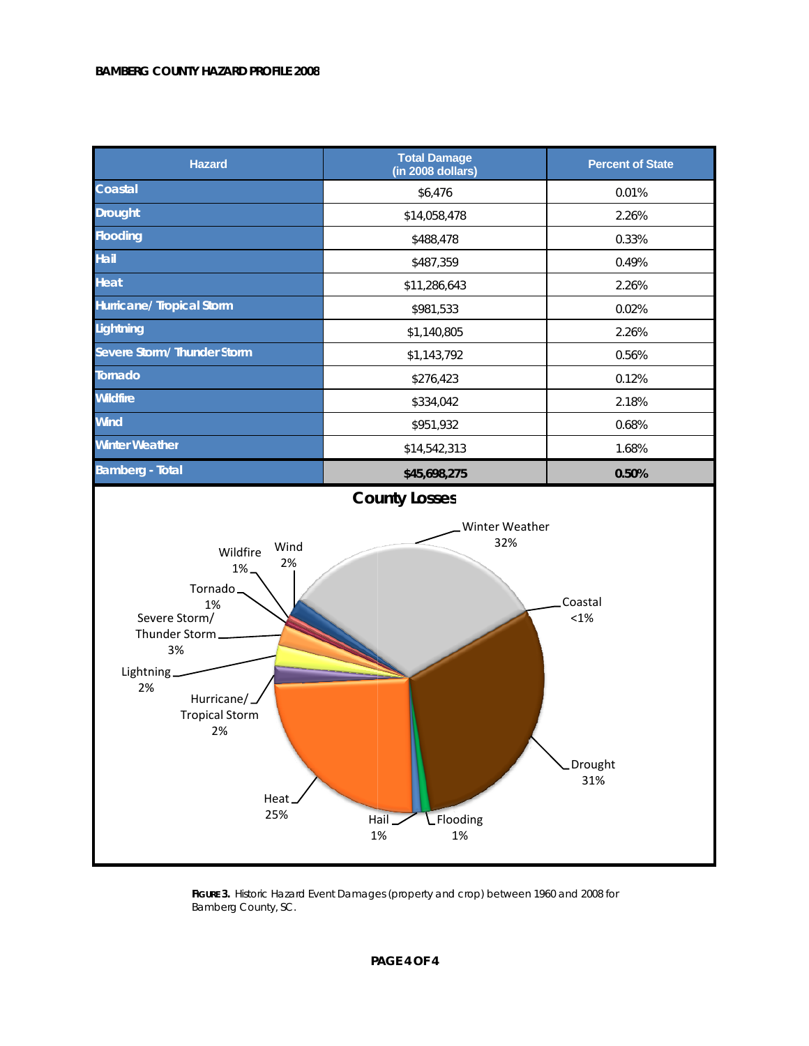| Hazard | Total Damage (in 2008 dollars) | Percent of State |
|---|---|---|
| Coastal | $6,476 | 0.01% |
| Drought | $14,058,478 | 2.26% |
| Flooding | $488,478 | 0.33% |
| Hail | $487,359 | 0.49% |
| Heat | $11,286,643 | 2.26% |
| Hurricane/ Tropical Storm | $981,533 | 0.02% |
| Lightning | $1,140,805 | 2.26% |
| Severe Storm/ Thunder Storm | $1,143,792 | 0.56% |
| Tornado | $276,423 | 0.12% |
| Wildfire | $334,042 | 2.18% |
| Wind | $951,932 | 0.68% |
| Winter Weather | $14,542,313 | 1.68% |
| **Bamberg - Total** | **$45,698,275** | **0.50%** |

**County Losses**

Winter Weather 32%

Coastal <1%

Drought 31%

Flooding 1%

Hail 1%

Heat 25%

Hurricane/ Tropical Storm 2%

Lightning 2%

Severe Storm/ Thunder Storm 3%

Tornado 1%

Wildfire 1%

Wind 2%

**FIGURE 3.** Historic Hazard Event Damages (property and crop) between 1960 and 2008 for Bamberg County, SC.